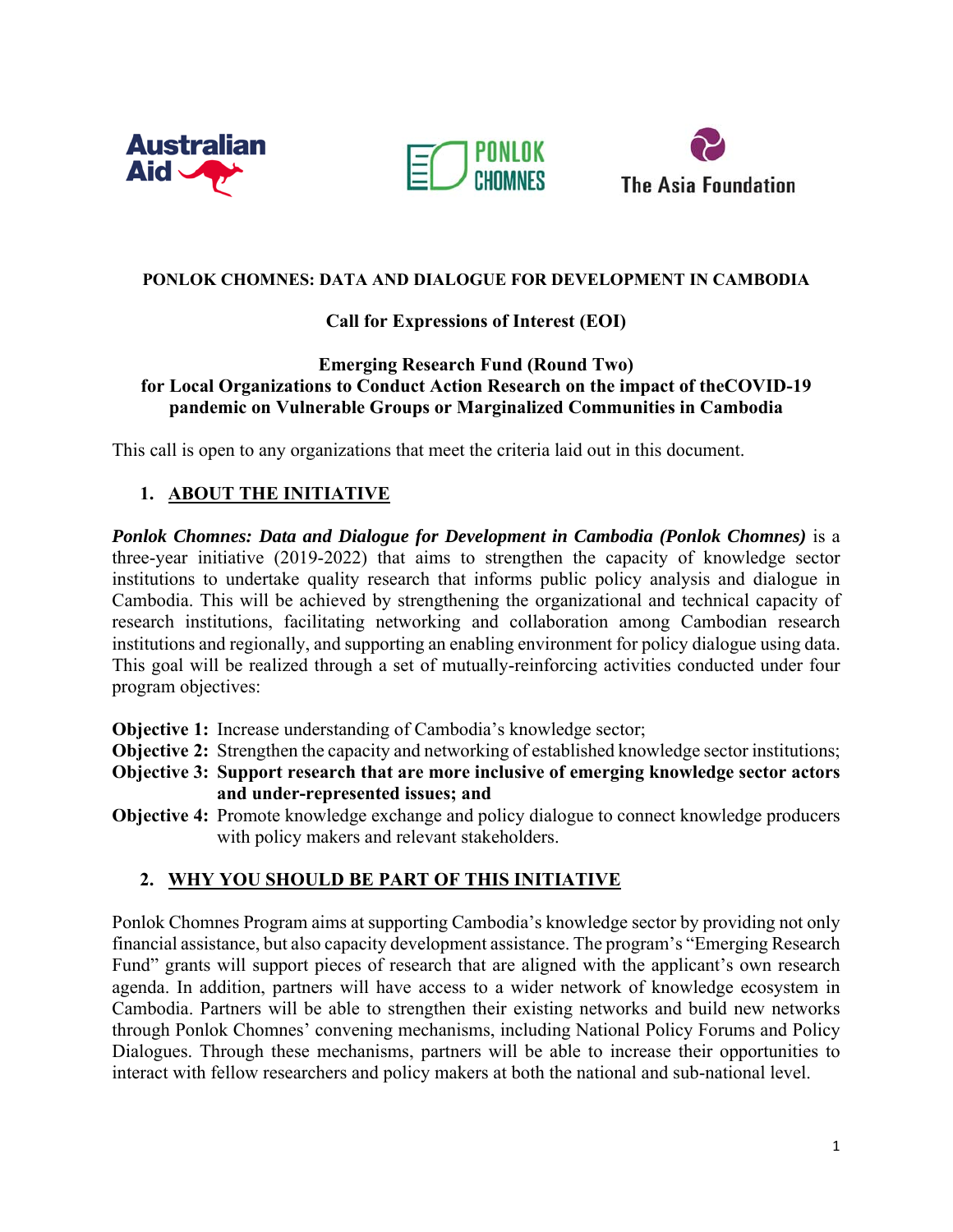**PONLOK CHOMNES: DATA AND DIALOGUE FOR DEVELOPMENT IN CAMBODIA**

**Call for Expressions of Interest (EOI)**

**Emerging Research Fund (Round Two)**
**for Local Organizations to Conduct Action Research on the impact of theCOVID-19 pandemic on Vulnerable Groups or Marginalized Communities in Cambodia**

This call is open to any organizations that meet the criteria laid out in this document.

## 1. ABOUT THE INITIATIVE

***Ponlok Chomnes: Data and Dialogue for Development in Cambodia (Ponlok Chomnes)*** is a three-year initiative (2019-2022) that aims to strengthen the capacity of knowledge sector institutions to undertake quality research that informs public policy analysis and dialogue in Cambodia. This will be achieved by strengthening the organizational and technical capacity of research institutions, facilitating networking and collaboration among Cambodian research institutions and regionally, and supporting an enabling environment for policy dialogue using data. This goal will be realized through a set of mutually-reinforcing activities conducted under four program objectives:

**Objective 1:** Increase understanding of Cambodia's knowledge sector;
**Objective 2:** Strengthen the capacity and networking of established knowledge sector institutions;
**Objective 3: Support research that are more inclusive of emerging knowledge sector actors and under-represented issues; and**
**Objective 4:** Promote knowledge exchange and policy dialogue to connect knowledge producers with policy makers and relevant stakeholders.

## 2. WHY YOU SHOULD BE PART OF THIS INITIATIVE

Ponlok Chomnes Program aims at supporting Cambodia's knowledge sector by providing not only financial assistance, but also capacity development assistance. The program's "Emerging Research Fund" grants will support pieces of research that are aligned with the applicant's own research agenda. In addition, partners will have access to a wider network of knowledge ecosystem in Cambodia. Partners will be able to strengthen their existing networks and build new networks through Ponlok Chomnes' convening mechanisms, including National Policy Forums and Policy Dialogues. Through these mechanisms, partners will be able to increase their opportunities to interact with fellow researchers and policy makers at both the national and sub-national level.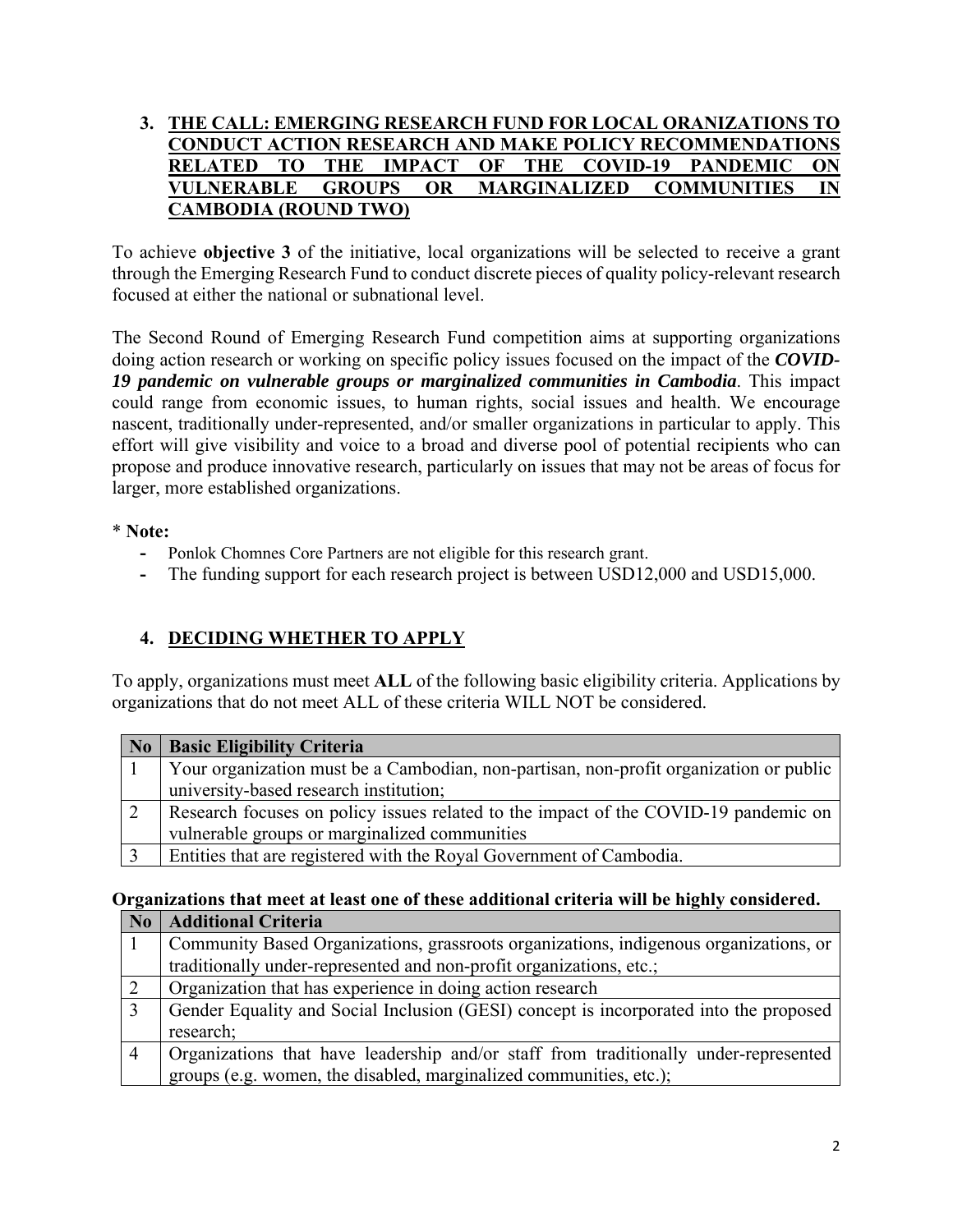## 3. THE CALL: EMERGING RESEARCH FUND FOR LOCAL ORANIZATIONS TO CONDUCT ACTION RESEARCH AND MAKE POLICY RECOMMENDATIONS RELATED TO THE IMPACT OF THE COVID-19 PANDEMIC ON VULNERABLE GROUPS OR MARGINALIZED COMMUNITIES IN CAMBODIA (ROUND TWO)

To achieve **objective 3** of the initiative, local organizations will be selected to receive a grant through the Emerging Research Fund to conduct discrete pieces of quality policy-relevant research focused at either the national or subnational level.

The Second Round of Emerging Research Fund competition aims at supporting organizations doing action research or working on specific policy issues focused on the impact of the ***COVID-19 pandemic on vulnerable groups or marginalized communities in Cambodia***. This impact could range from economic issues, to human rights, social issues and health. We encourage nascent, traditionally under-represented, and/or smaller organizations in particular to apply. This effort will give visibility and voice to a broad and diverse pool of potential recipients who can propose and produce innovative research, particularly on issues that may not be areas of focus for larger, more established organizations.

* **Note:**

- Ponlok Chomnes Core Partners are not eligible for this research grant.
- The funding support for each research project is between USD12,000 and USD15,000.

## 4. DECIDING WHETHER TO APPLY

To apply, organizations must meet **ALL** of the following basic eligibility criteria. Applications by organizations that do not meet ALL of these criteria WILL NOT be considered.

| No | Basic Eligibility Criteria |
|---|---|
| 1 | Your organization must be a Cambodian, non-partisan, non-profit organization or public university-based research institution; |
| 2 | Research focuses on policy issues related to the impact of the COVID-19 pandemic on vulnerable groups or marginalized communities |
| 3 | Entities that are registered with the Royal Government of Cambodia. |

**Organizations that meet at least one of these additional criteria will be highly considered.**

| No | Additional Criteria |
|---|---|
| 1 | Community Based Organizations, grassroots organizations, indigenous organizations, or traditionally under-represented and non-profit organizations, etc.; |
| 2 | Organization that has experience in doing action research |
| 3 | Gender Equality and Social Inclusion (GESI) concept is incorporated into the proposed research; |
| 4 | Organizations that have leadership and/or staff from traditionally under-represented groups (e.g. women, the disabled, marginalized communities, etc.); |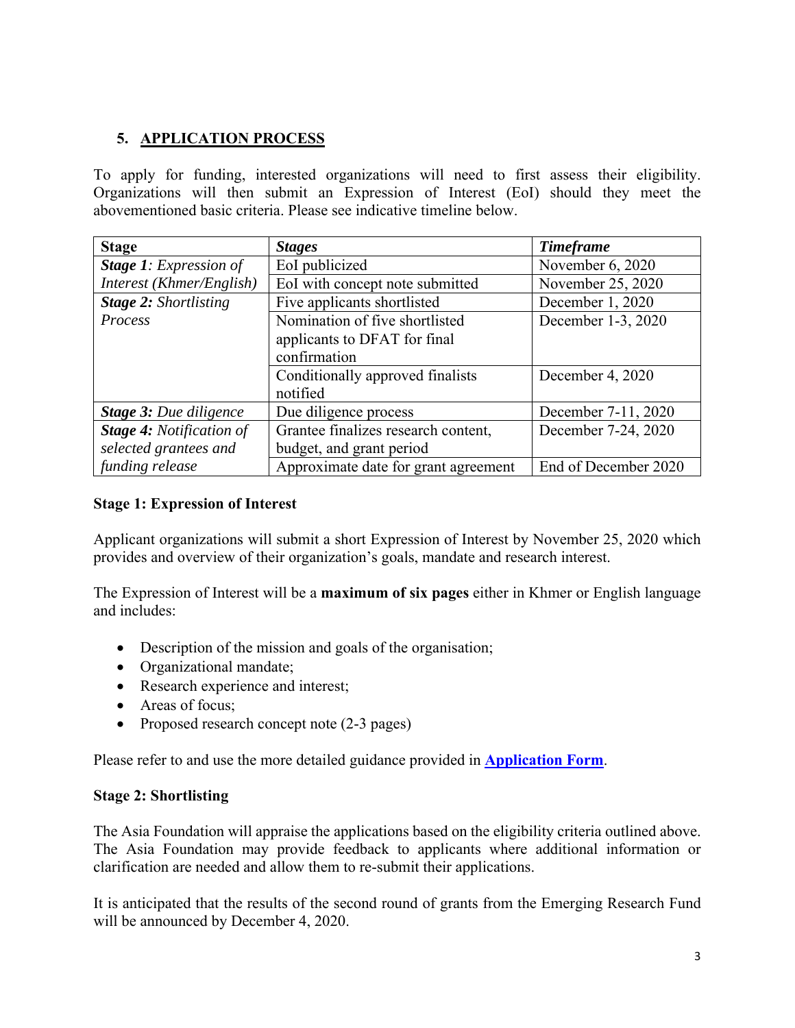## 5. APPLICATION PROCESS

To apply for funding, interested organizations will need to first assess their eligibility. Organizations will then submit an Expression of Interest (EoI) should they meet the abovementioned basic criteria. Please see indicative timeline below.

| Stage | *Stages* | *Timeframe* |
|---|---|---|
| ***Stage 1**: Expression of Interest (Khmer/English)* | EoI publicized | November 6, 2020 |
| | EoI with concept note submitted | November 25, 2020 |
| ***Stage 2:** Shortlisting Process* | Five applicants shortlisted | December 1, 2020 |
| | Nomination of five shortlisted applicants to DFAT for final confirmation | December 1-3, 2020 |
| | Conditionally approved finalists notified | December 4, 2020 |
| ***Stage 3:** Due diligence* | Due diligence process | December 7-11, 2020 |
| ***Stage 4:** Notification of selected grantees and funding release* | Grantee finalizes research content, budget, and grant period | December 7-24, 2020 |
| | Approximate date for grant agreement | End of December 2020 |

**Stage 1: Expression of Interest**

Applicant organizations will submit a short Expression of Interest by November 25, 2020 which provides and overview of their organization's goals, mandate and research interest.

The Expression of Interest will be a **maximum of six pages** either in Khmer or English language and includes:

- Description of the mission and goals of the organisation;
- Organizational mandate;
- Research experience and interest;
- Areas of focus;
- Proposed research concept note (2-3 pages)

Please refer to and use the more detailed guidance provided in **Application Form**.

**Stage 2: Shortlisting**

The Asia Foundation will appraise the applications based on the eligibility criteria outlined above. The Asia Foundation may provide feedback to applicants where additional information or clarification are needed and allow them to re-submit their applications.

It is anticipated that the results of the second round of grants from the Emerging Research Fund will be announced by December 4, 2020.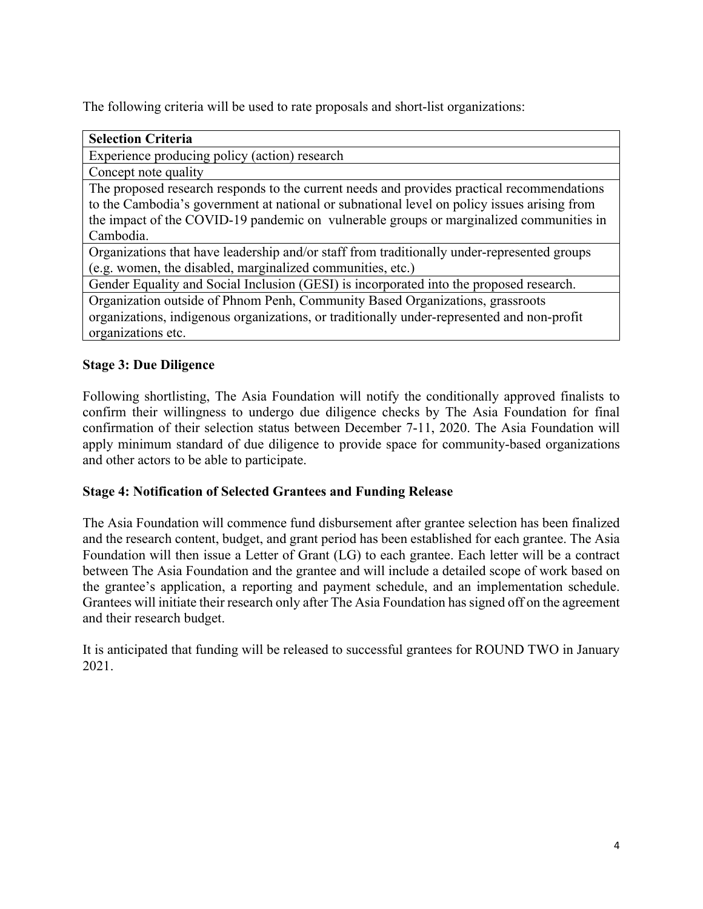The following criteria will be used to rate proposals and short-list organizations:

| Selection Criteria |
| --- |
| Experience producing policy (action) research |
| Concept note quality |
| The proposed research responds to the current needs and provides practical recommendations to the Cambodia's government at national or subnational level on policy issues arising from the impact of the COVID-19 pandemic on vulnerable groups or marginalized communities in Cambodia. |
| Organizations that have leadership and/or staff from traditionally under-represented groups (e.g. women, the disabled, marginalized communities, etc.) |
| Gender Equality and Social Inclusion (GESI) is incorporated into the proposed research. |
| Organization outside of Phnom Penh, Community Based Organizations, grassroots organizations, indigenous organizations, or traditionally under-represented and non-profit organizations etc. |

**Stage 3: Due Diligence**

Following shortlisting, The Asia Foundation will notify the conditionally approved finalists to confirm their willingness to undergo due diligence checks by The Asia Foundation for final confirmation of their selection status between December 7-11, 2020. The Asia Foundation will apply minimum standard of due diligence to provide space for community-based organizations and other actors to be able to participate.

**Stage 4: Notification of Selected Grantees and Funding Release**

The Asia Foundation will commence fund disbursement after grantee selection has been finalized and the research content, budget, and grant period has been established for each grantee. The Asia Foundation will then issue a Letter of Grant (LG) to each grantee. Each letter will be a contract between The Asia Foundation and the grantee and will include a detailed scope of work based on the grantee's application, a reporting and payment schedule, and an implementation schedule. Grantees will initiate their research only after The Asia Foundation has signed off on the agreement and their research budget.

It is anticipated that funding will be released to successful grantees for ROUND TWO in January 2021.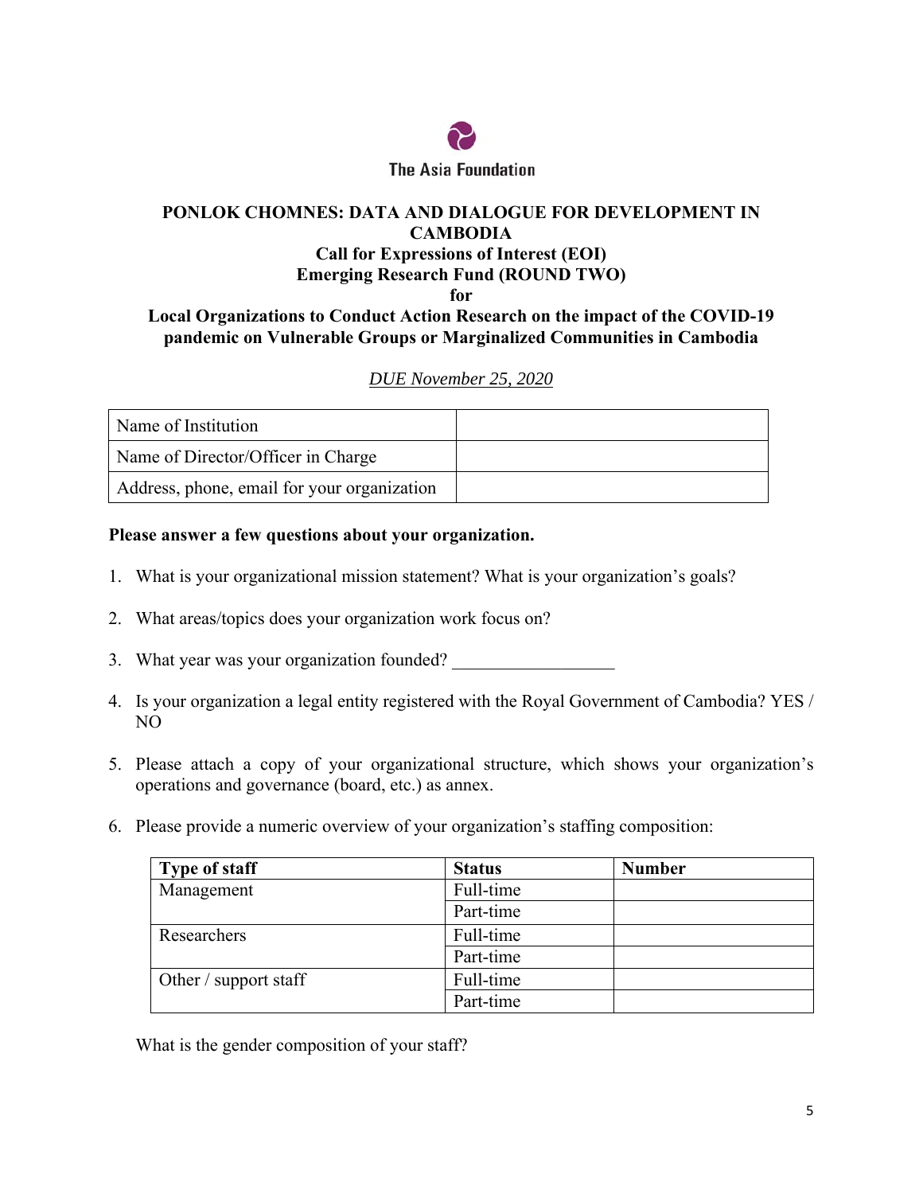The Asia Foundation

**PONLOK CHOMNES: DATA AND DIALOGUE FOR DEVELOPMENT IN CAMBODIA**
**Call for Expressions of Interest (EOI)**
**Emerging Research Fund (ROUND TWO)**
**for**
**Local Organizations to Conduct Action Research on the impact of the COVID-19 pandemic on Vulnerable Groups or Marginalized Communities in Cambodia**

*DUE November 25, 2020*

| Name of Institution | |
|---|---|
| Name of Director/Officer in Charge | |
| Address, phone, email for your organization | |

**Please answer a few questions about your organization.**

1. What is your organizational mission statement? What is your organization's goals?

2. What areas/topics does your organization work focus on?

3. What year was your organization founded? ___________________

4. Is your organization a legal entity registered with the Royal Government of Cambodia? YES / NO

5. Please attach a copy of your organizational structure, which shows your organization's operations and governance (board, etc.) as annex.

6. Please provide a numeric overview of your organization's staffing composition:

| Type of staff | Status | Number |
|---|---|---|
| Management | Full-time | |
| | Part-time | |
| Researchers | Full-time | |
| | Part-time | |
| Other / support staff | Full-time | |
| | Part-time | |

What is the gender composition of your staff?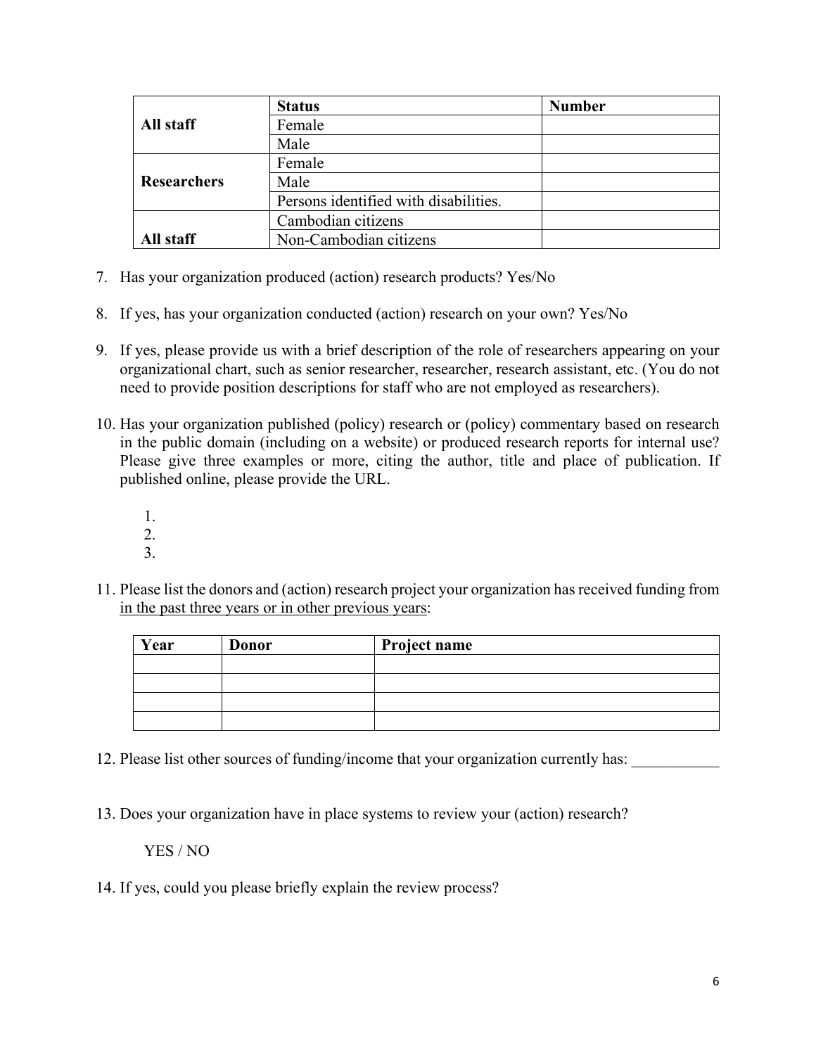| | Status | Number |
|---|---|---|
| **All staff** | Female | |
| | Male | |
| **Researchers** | Female | |
| | Male | |
| | Persons identified with disabilities. | |
| **All staff** | Cambodian citizens | |
| | Non-Cambodian citizens | |

7. Has your organization produced (action) research products? Yes/No

8. If yes, has your organization conducted (action) research on your own? Yes/No

9. If yes, please provide us with a brief description of the role of researchers appearing on your organizational chart, such as senior researcher, researcher, research assistant, etc. (You do not need to provide position descriptions for staff who are not employed as researchers).

10. Has your organization published (policy) research or (policy) commentary based on research in the public domain (including on a website) or produced research reports for internal use? Please give three examples or more, citing the author, title and place of publication. If published online, please provide the URL.

    1.
    2.
    3.

11. Please list the donors and (action) research project your organization has received funding from in the past three years or in other previous years:

| Year | Donor | Project name |
|---|---|---|
| | | |
| | | |
| | | |
| | | |

12. Please list other sources of funding/income that your organization currently has: ___________

13. Does your organization have in place systems to review your (action) research?

    YES / NO

14. If yes, could you please briefly explain the review process?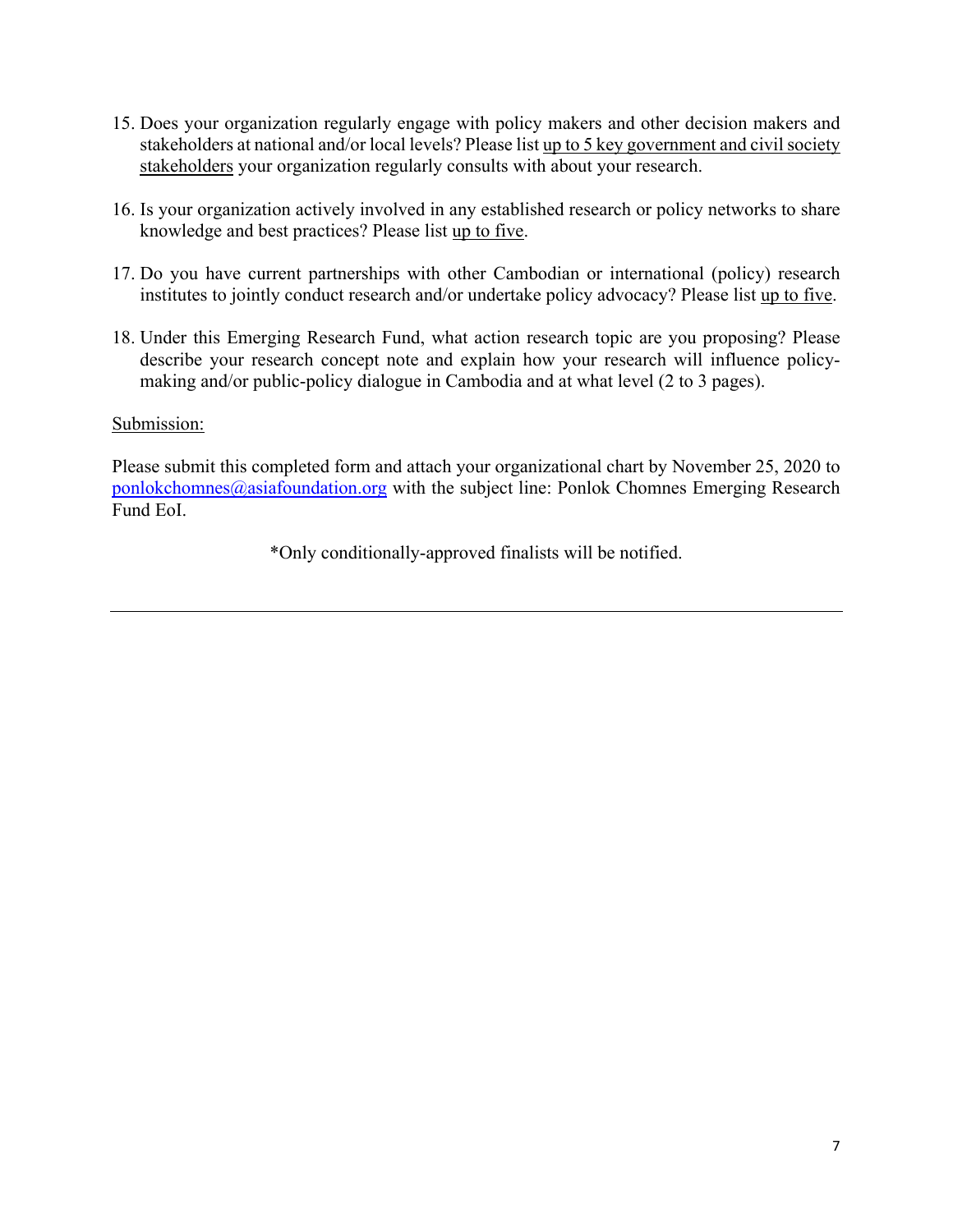15. Does your organization regularly engage with policy makers and other decision makers and stakeholders at national and/or local levels? Please list <u>up to 5 key government and civil society stakeholders</u> your organization regularly consults with about your research.

16. Is your organization actively involved in any established research or policy networks to share knowledge and best practices? Please list <u>up to five</u>.

17. Do you have current partnerships with other Cambodian or international (policy) research institutes to jointly conduct research and/or undertake policy advocacy? Please list <u>up to five</u>.

18. Under this Emerging Research Fund, what action research topic are you proposing? Please describe your research concept note and explain how your research will influence policy-making and/or public-policy dialogue in Cambodia and at what level (2 to 3 pages).

<u>Submission:</u>

Please submit this completed form and attach your organizational chart by November 25, 2020 to [ponlokchomnes@asiafoundation.org](mailto:ponlokchomnes@asiafoundation.org) with the subject line: Ponlok Chomnes Emerging Research Fund EoI.

*Only conditionally-approved finalists will be notified.

---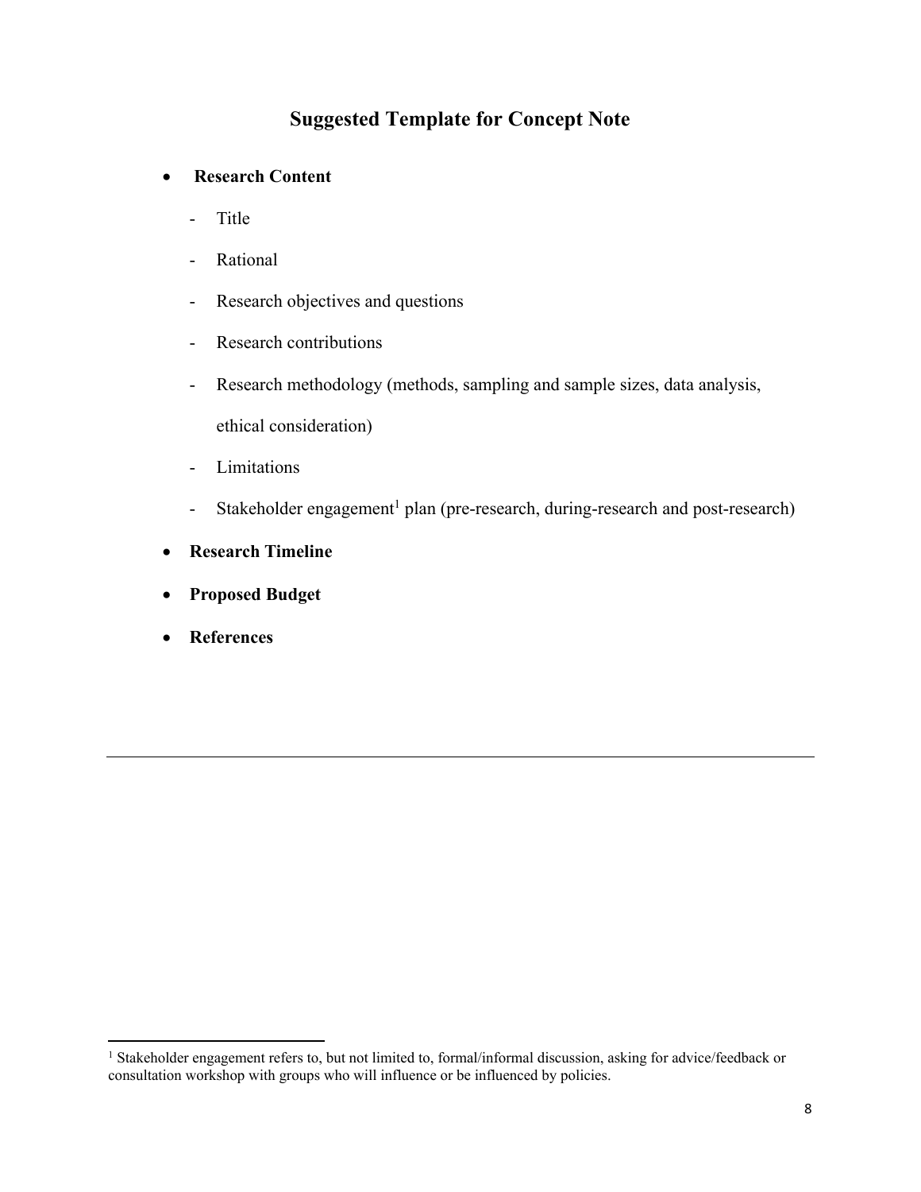## Suggested Template for Concept Note

- **Research Content**
  - Title
  - Rational
  - Research objectives and questions
  - Research contributions
  - Research methodology (methods, sampling and sample sizes, data analysis, ethical consideration)
  - Limitations
  - Stakeholder engagement[1] plan (pre-research, during-research and post-research)
- **Research Timeline**
- **Proposed Budget**
- **References**

---

[1] Stakeholder engagement refers to, but not limited to, formal/informal discussion, asking for advice/feedback or consultation workshop with groups who will influence or be influenced by policies.